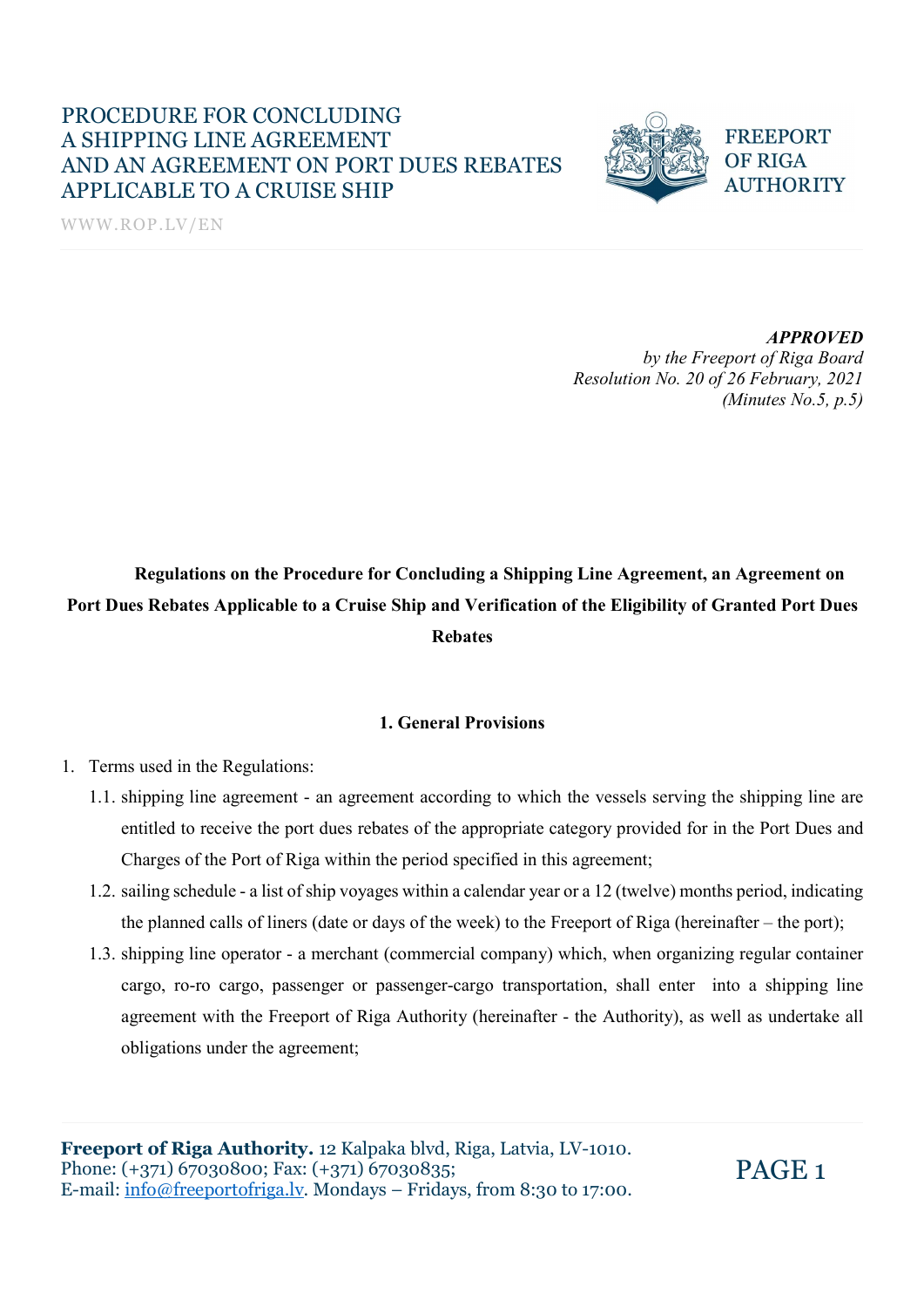PROCEDURE FOR CONCLUDING A SHIPPING LINE AGREEMENT AND AN AGREEMENT ON PORT DUES REBATES APPLICABLE TO A CRUISE SHIP

WWW.ROP.LV/EN

FREEPORT OF RIGA AUTHORITY

***APPROVED***
*by the Freeport of Riga Board*
*Resolution No. 20 of 26 February, 2021*
*(Minutes No.5, p.5)*

# Regulations on the Procedure for Concluding a Shipping Line Agreement, an Agreement on Port Dues Rebates Applicable to a Cruise Ship and Verification of the Eligibility of Granted Port Dues Rebates

## 1. General Provisions

1. Terms used in the Regulations:
   1.1. shipping line agreement - an agreement according to which the vessels serving the shipping line are entitled to receive the port dues rebates of the appropriate category provided for in the Port Dues and Charges of the Port of Riga within the period specified in this agreement;
   1.2. sailing schedule - a list of ship voyages within a calendar year or a 12 (twelve) months period, indicating the planned calls of liners (date or days of the week) to the Freeport of Riga (hereinafter – the port);
   1.3. shipping line operator - a merchant (commercial company) which, when organizing regular container cargo, ro-ro cargo, passenger or passenger-cargo transportation, shall enter into a shipping line agreement with the Freeport of Riga Authority (hereinafter - the Authority), as well as undertake all obligations under the agreement;

**Freeport of Riga Authority.** 12 Kalpaka blvd, Riga, Latvia, LV-1010.
Phone: (+371) 67030800; Fax: (+371) 67030835;
E-mail: info@freeportofriga.lv. Mondays – Fridays, from 8:30 to 17:00.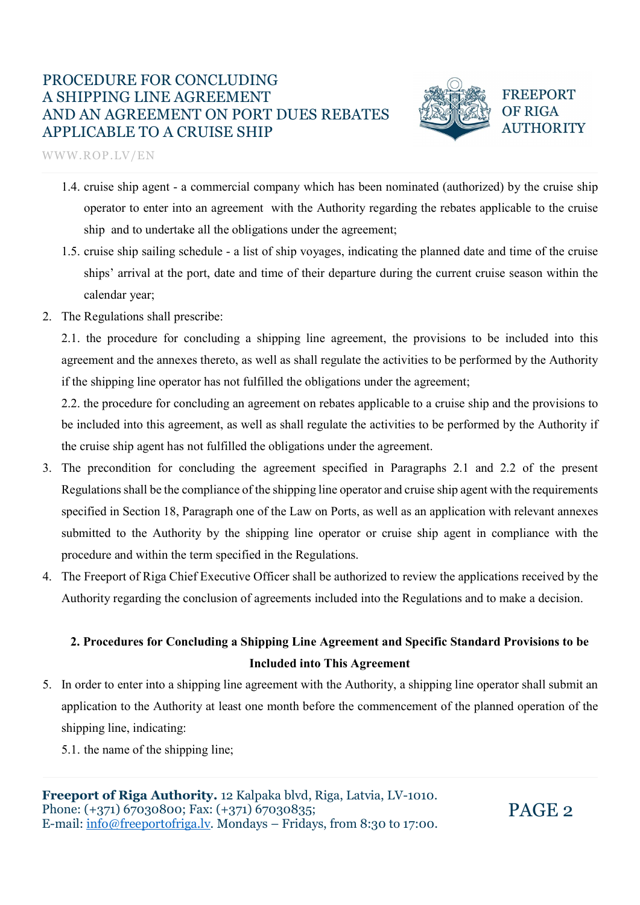1.4. cruise ship agent - a commercial company which has been nominated (authorized) by the cruise ship operator to enter into an agreement with the Authority regarding the rebates applicable to the cruise ship and to undertake all the obligations under the agreement;

1.5. cruise ship sailing schedule - a list of ship voyages, indicating the planned date and time of the cruise ships' arrival at the port, date and time of their departure during the current cruise season within the calendar year;

2. The Regulations shall prescribe:

   2.1. the procedure for concluding a shipping line agreement, the provisions to be included into this agreement and the annexes thereto, as well as shall regulate the activities to be performed by the Authority if the shipping line operator has not fulfilled the obligations under the agreement;

   2.2. the procedure for concluding an agreement on rebates applicable to a cruise ship and the provisions to be included into this agreement, as well as shall regulate the activities to be performed by the Authority if the cruise ship agent has not fulfilled the obligations under the agreement.

3. The precondition for concluding the agreement specified in Paragraphs 2.1 and 2.2 of the present Regulations shall be the compliance of the shipping line operator and cruise ship agent with the requirements specified in Section 18, Paragraph one of the Law on Ports, as well as an application with relevant annexes submitted to the Authority by the shipping line operator or cruise ship agent in compliance with the procedure and within the term specified in the Regulations.

4. The Freeport of Riga Chief Executive Officer shall be authorized to review the applications received by the Authority regarding the conclusion of agreements included into the Regulations and to make a decision.

## 2. Procedures for Concluding a Shipping Line Agreement and Specific Standard Provisions to be Included into This Agreement

5. In order to enter into a shipping line agreement with the Authority, a shipping line operator shall submit an application to the Authority at least one month before the commencement of the planned operation of the shipping line, indicating:

   5.1. the name of the shipping line;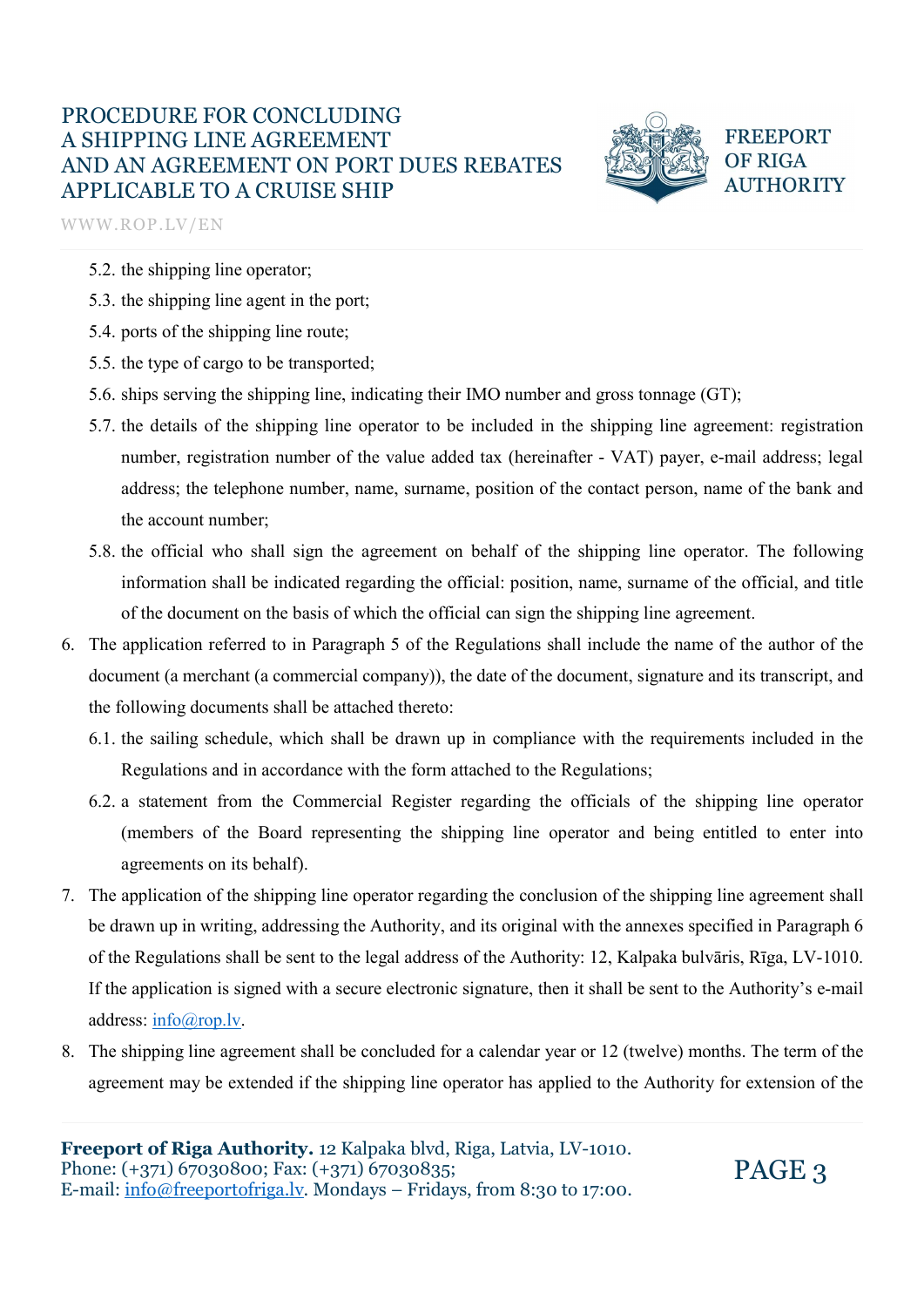5.2. the shipping line operator;
5.3. the shipping line agent in the port;
5.4. ports of the shipping line route;
5.5. the type of cargo to be transported;
5.6. ships serving the shipping line, indicating their IMO number and gross tonnage (GT);
5.7. the details of the shipping line operator to be included in the shipping line agreement: registration number, registration number of the value added tax (hereinafter - VAT) payer, e-mail address; legal address; the telephone number, name, surname, position of the contact person, name of the bank and the account number;
5.8. the official who shall sign the agreement on behalf of the shipping line operator. The following information shall be indicated regarding the official: position, name, surname of the official, and title of the document on the basis of which the official can sign the shipping line agreement.

6. The application referred to in Paragraph 5 of the Regulations shall include the name of the author of the document (a merchant (a commercial company)), the date of the document, signature and its transcript, and the following documents shall be attached thereto:
   6.1. the sailing schedule, which shall be drawn up in compliance with the requirements included in the Regulations and in accordance with the form attached to the Regulations;
   6.2. a statement from the Commercial Register regarding the officials of the shipping line operator (members of the Board representing the shipping line operator and being entitled to enter into agreements on its behalf).

7. The application of the shipping line operator regarding the conclusion of the shipping line agreement shall be drawn up in writing, addressing the Authority, and its original with the annexes specified in Paragraph 6 of the Regulations shall be sent to the legal address of the Authority: 12, Kalpaka bulvāris, Rīga, LV-1010. If the application is signed with a secure electronic signature, then it shall be sent to the Authority's e-mail address: info@rop.lv.

8. The shipping line agreement shall be concluded for a calendar year or 12 (twelve) months. The term of the agreement may be extended if the shipping line operator has applied to the Authority for extension of the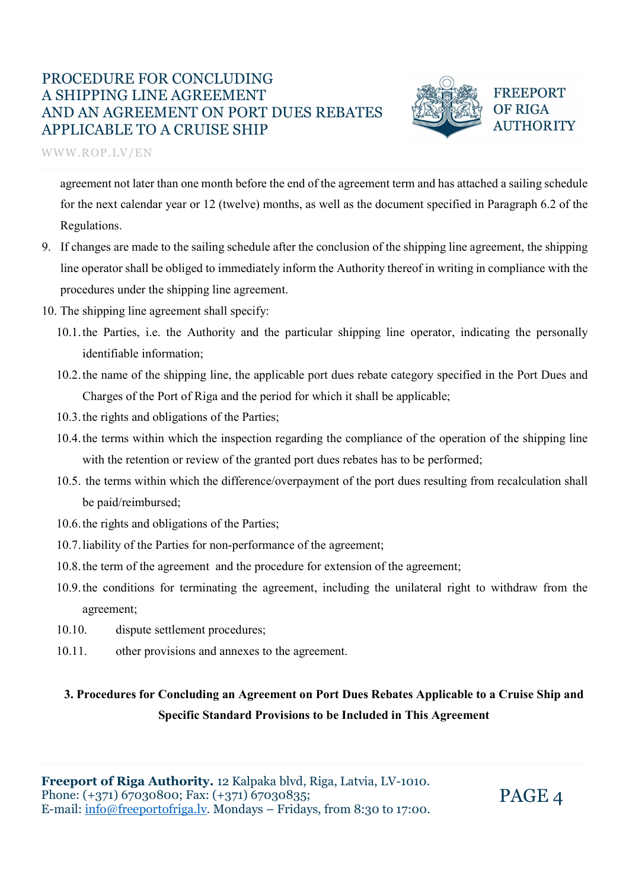agreement not later than one month before the end of the agreement term and has attached a sailing schedule for the next calendar year or 12 (twelve) months, as well as the document specified in Paragraph 6.2 of the Regulations.

9. If changes are made to the sailing schedule after the conclusion of the shipping line agreement, the shipping line operator shall be obliged to immediately inform the Authority thereof in writing in compliance with the procedures under the shipping line agreement.
10. The shipping line agreement shall specify:
    - 10.1. the Parties, i.e. the Authority and the particular shipping line operator, indicating the personally identifiable information;
    - 10.2. the name of the shipping line, the applicable port dues rebate category specified in the Port Dues and Charges of the Port of Riga and the period for which it shall be applicable;
    - 10.3. the rights and obligations of the Parties;
    - 10.4. the terms within which the inspection regarding the compliance of the operation of the shipping line with the retention or review of the granted port dues rebates has to be performed;
    - 10.5. the terms within which the difference/overpayment of the port dues resulting from recalculation shall be paid/reimbursed;
    - 10.6. the rights and obligations of the Parties;
    - 10.7. liability of the Parties for non-performance of the agreement;
    - 10.8. the term of the agreement and the procedure for extension of the agreement;
    - 10.9. the conditions for terminating the agreement, including the unilateral right to withdraw from the agreement;
    - 10.10. dispute settlement procedures;
    - 10.11. other provisions and annexes to the agreement.

## 3. Procedures for Concluding an Agreement on Port Dues Rebates Applicable to a Cruise Ship and Specific Standard Provisions to be Included in This Agreement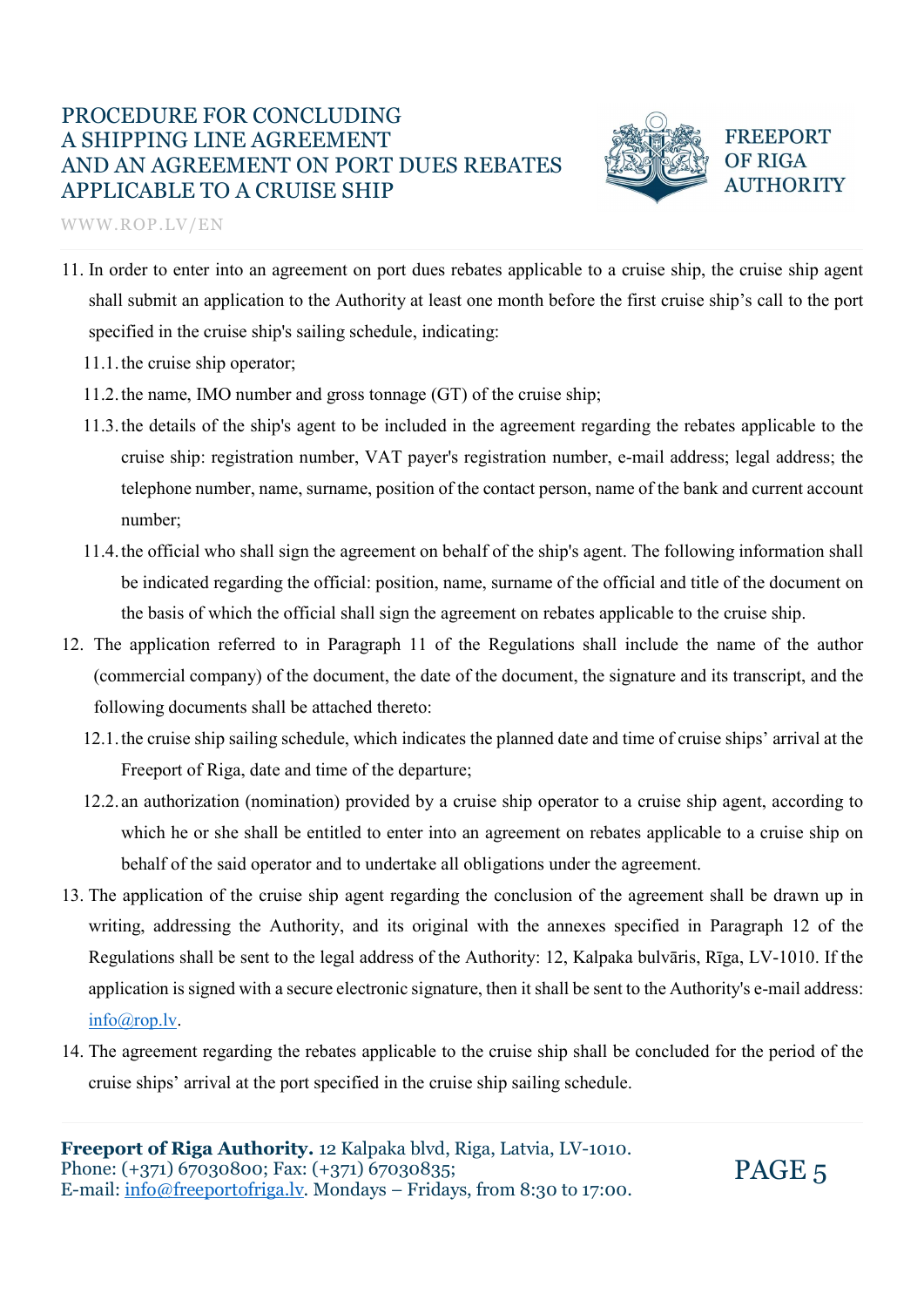11. In order to enter into an agreement on port dues rebates applicable to a cruise ship, the cruise ship agent shall submit an application to the Authority at least one month before the first cruise ship's call to the port specified in the cruise ship's sailing schedule, indicating:
    11.1. the cruise ship operator;
    11.2. the name, IMO number and gross tonnage (GT) of the cruise ship;
    11.3. the details of the ship's agent to be included in the agreement regarding the rebates applicable to the cruise ship: registration number, VAT payer's registration number, e-mail address; legal address; the telephone number, name, surname, position of the contact person, name of the bank and current account number;
    11.4. the official who shall sign the agreement on behalf of the ship's agent. The following information shall be indicated regarding the official: position, name, surname of the official and title of the document on the basis of which the official shall sign the agreement on rebates applicable to the cruise ship.
12. The application referred to in Paragraph 11 of the Regulations shall include the name of the author (commercial company) of the document, the date of the document, the signature and its transcript, and the following documents shall be attached thereto:
    12.1. the cruise ship sailing schedule, which indicates the planned date and time of cruise ships' arrival at the Freeport of Riga, date and time of the departure;
    12.2. an authorization (nomination) provided by a cruise ship operator to a cruise ship agent, according to which he or she shall be entitled to enter into an agreement on rebates applicable to a cruise ship on behalf of the said operator and to undertake all obligations under the agreement.
13. The application of the cruise ship agent regarding the conclusion of the agreement shall be drawn up in writing, addressing the Authority, and its original with the annexes specified in Paragraph 12 of the Regulations shall be sent to the legal address of the Authority: 12, Kalpaka bulvāris, Rīga, LV-1010. If the application is signed with a secure electronic signature, then it shall be sent to the Authority's e-mail address: info@rop.lv.
14. The agreement regarding the rebates applicable to the cruise ship shall be concluded for the period of the cruise ships' arrival at the port specified in the cruise ship sailing schedule.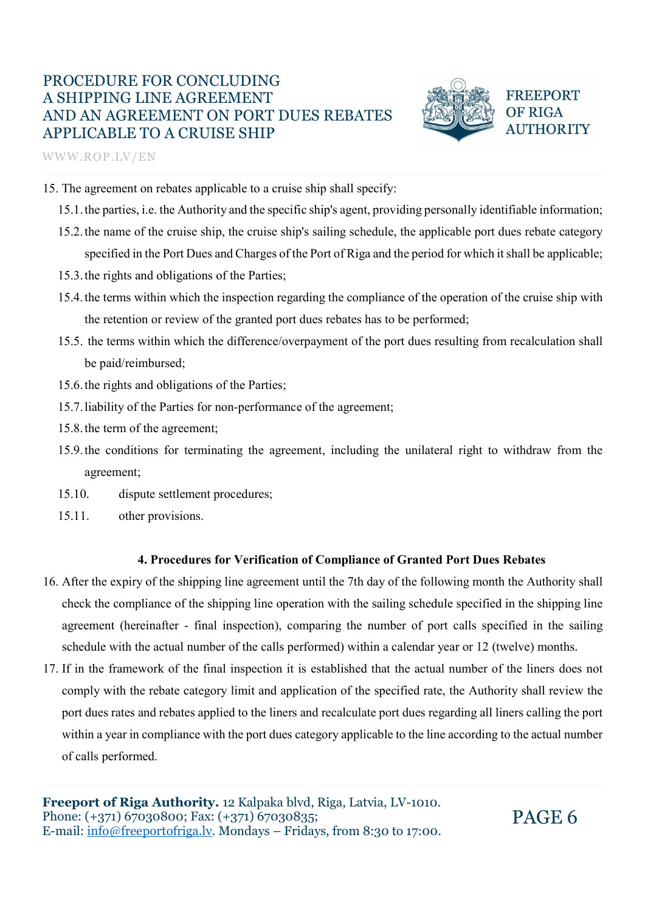15. The agreement on rebates applicable to a cruise ship shall specify:
    - 15.1. the parties, i.e. the Authority and the specific ship's agent, providing personally identifiable information;
    - 15.2. the name of the cruise ship, the cruise ship's sailing schedule, the applicable port dues rebate category specified in the Port Dues and Charges of the Port of Riga and the period for which it shall be applicable;
    - 15.3. the rights and obligations of the Parties;
    - 15.4. the terms within which the inspection regarding the compliance of the operation of the cruise ship with the retention or review of the granted port dues rebates has to be performed;
    - 15.5. the terms within which the difference/overpayment of the port dues resulting from recalculation shall be paid/reimbursed;
    - 15.6. the rights and obligations of the Parties;
    - 15.7. liability of the Parties for non-performance of the agreement;
    - 15.8. the term of the agreement;
    - 15.9. the conditions for terminating the agreement, including the unilateral right to withdraw from the agreement;
    - 15.10. dispute settlement procedures;
    - 15.11. other provisions.

## 4. Procedures for Verification of Compliance of Granted Port Dues Rebates

16. After the expiry of the shipping line agreement until the 7th day of the following month the Authority shall check the compliance of the shipping line operation with the sailing schedule specified in the shipping line agreement (hereinafter - final inspection), comparing the number of port calls specified in the sailing schedule with the actual number of the calls performed) within a calendar year or 12 (twelve) months.
17. If in the framework of the final inspection it is established that the actual number of the liners does not comply with the rebate category limit and application of the specified rate, the Authority shall review the port dues rates and rebates applied to the liners and recalculate port dues regarding all liners calling the port within a year in compliance with the port dues category applicable to the line according to the actual number of calls performed.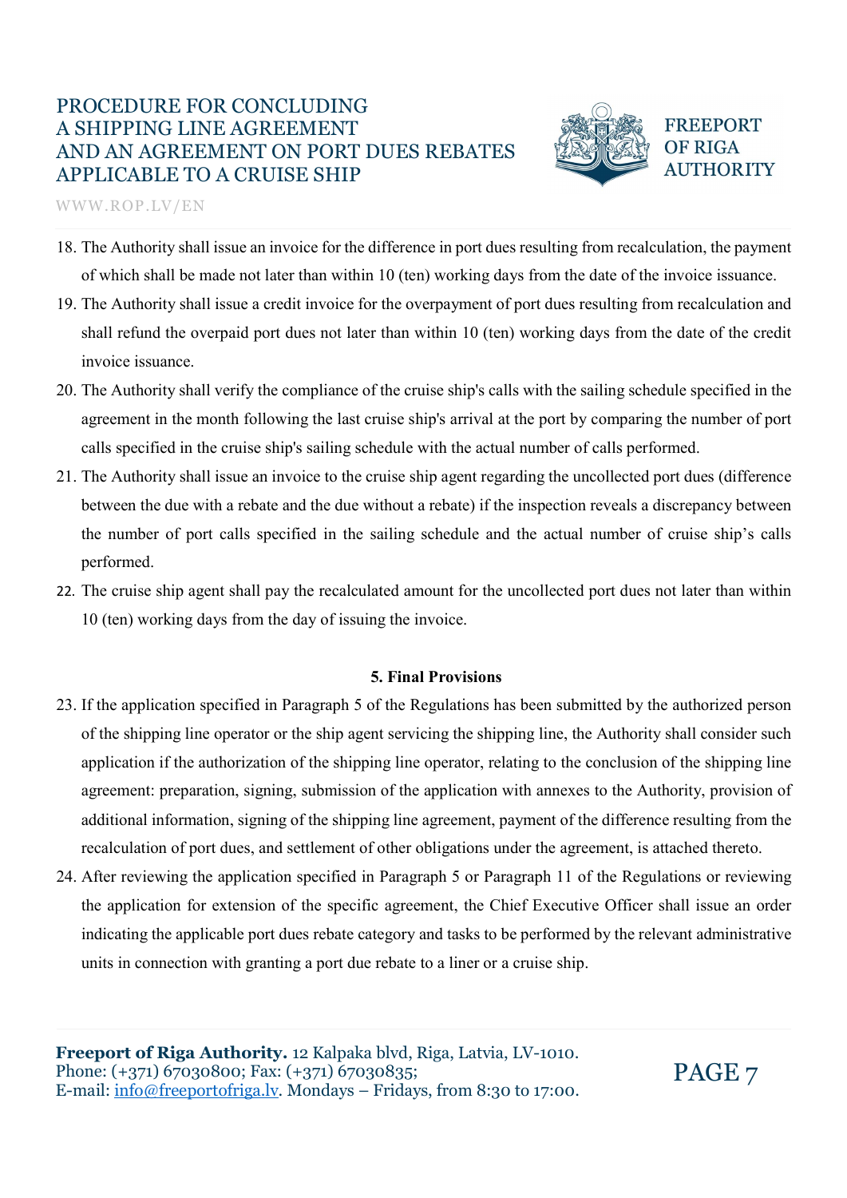18. The Authority shall issue an invoice for the difference in port dues resulting from recalculation, the payment of which shall be made not later than within 10 (ten) working days from the date of the invoice issuance.
19. The Authority shall issue a credit invoice for the overpayment of port dues resulting from recalculation and shall refund the overpaid port dues not later than within 10 (ten) working days from the date of the credit invoice issuance.
20. The Authority shall verify the compliance of the cruise ship's calls with the sailing schedule specified in the agreement in the month following the last cruise ship's arrival at the port by comparing the number of port calls specified in the cruise ship's sailing schedule with the actual number of calls performed.
21. The Authority shall issue an invoice to the cruise ship agent regarding the uncollected port dues (difference between the due with a rebate and the due without a rebate) if the inspection reveals a discrepancy between the number of port calls specified in the sailing schedule and the actual number of cruise ship's calls performed.
22. The cruise ship agent shall pay the recalculated amount for the uncollected port dues not later than within 10 (ten) working days from the day of issuing the invoice.

**5. Final Provisions**

23. If the application specified in Paragraph 5 of the Regulations has been submitted by the authorized person of the shipping line operator or the ship agent servicing the shipping line, the Authority shall consider such application if the authorization of the shipping line operator, relating to the conclusion of the shipping line agreement: preparation, signing, submission of the application with annexes to the Authority, provision of additional information, signing of the shipping line agreement, payment of the difference resulting from the recalculation of port dues, and settlement of other obligations under the agreement, is attached thereto.
24. After reviewing the application specified in Paragraph 5 or Paragraph 11 of the Regulations or reviewing the application for extension of the specific agreement, the Chief Executive Officer shall issue an order indicating the applicable port dues rebate category and tasks to be performed by the relevant administrative units in connection with granting a port due rebate to a liner or a cruise ship.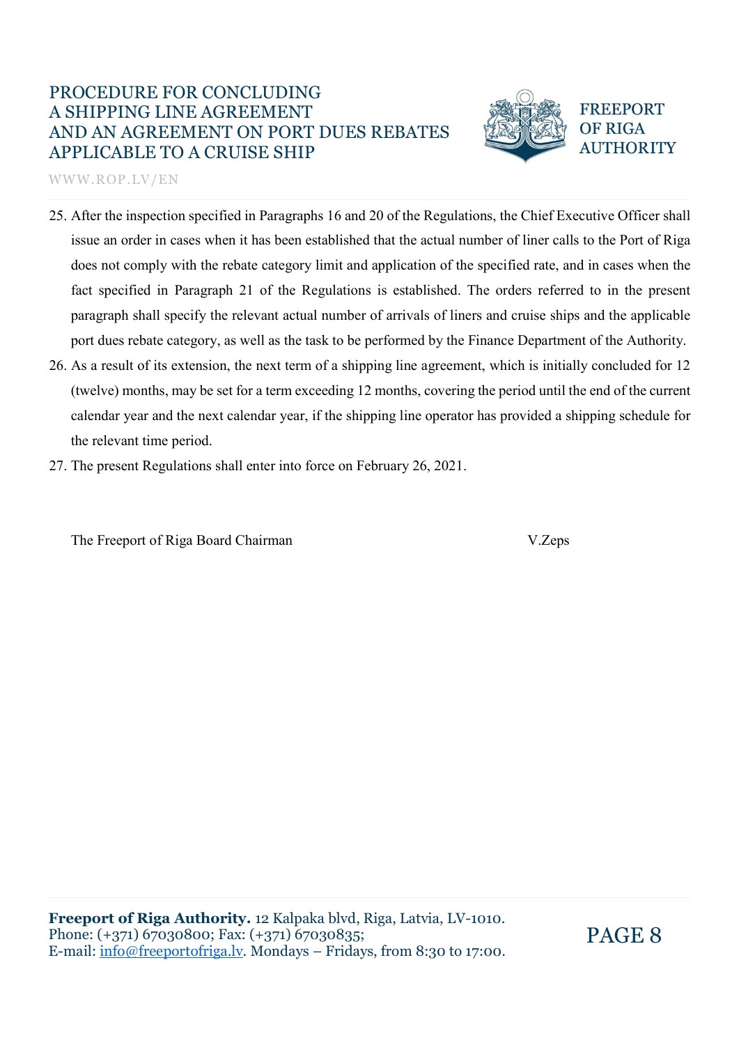25. After the inspection specified in Paragraphs 16 and 20 of the Regulations, the Chief Executive Officer shall issue an order in cases when it has been established that the actual number of liner calls to the Port of Riga does not comply with the rebate category limit and application of the specified rate, and in cases when the fact specified in Paragraph 21 of the Regulations is established. The orders referred to in the present paragraph shall specify the relevant actual number of arrivals of liners and cruise ships and the applicable port dues rebate category, as well as the task to be performed by the Finance Department of the Authority.
26. As a result of its extension, the next term of a shipping line agreement, which is initially concluded for 12 (twelve) months, may be set for a term exceeding 12 months, covering the period until the end of the current calendar year and the next calendar year, if the shipping line operator has provided a shipping schedule for the relevant time period.
27. The present Regulations shall enter into force on February 26, 2021.

The Freeport of Riga Board Chairman V.Zeps